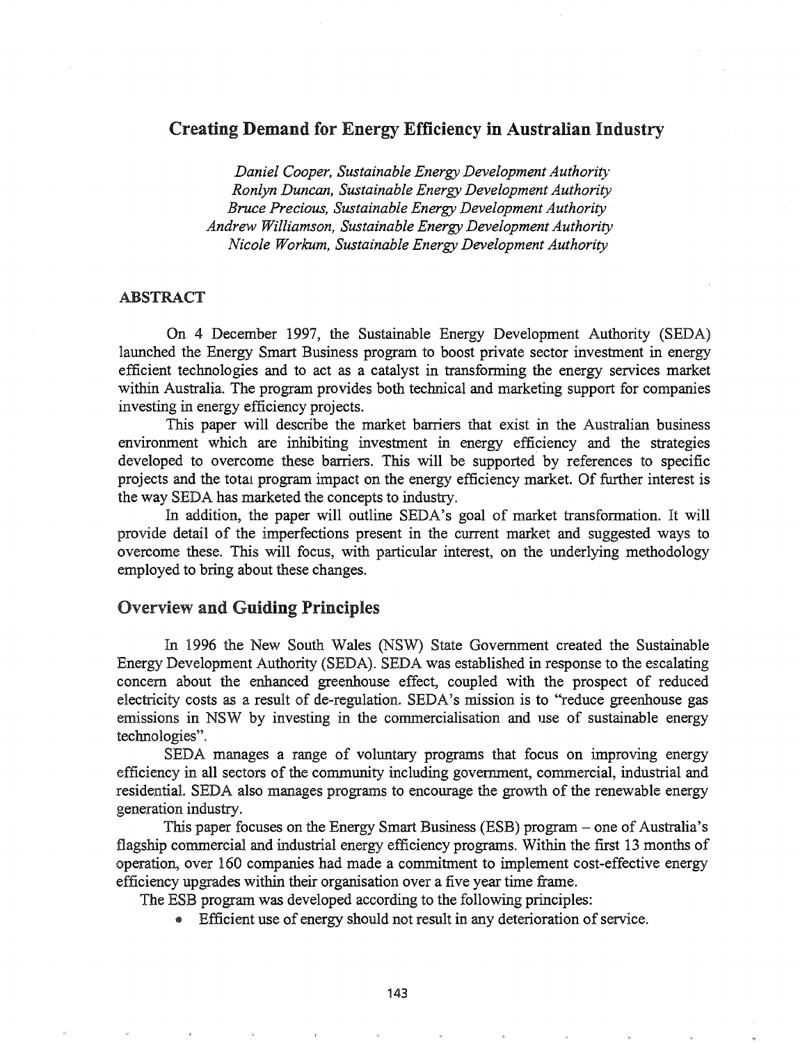# Creating Demand for Energy Efficiency in Australian Industry

*Daniel Cooper, Sustainable Energy Development Authority*
*Ronlyn Duncan, Sustainable Energy Development Authority*
*Bruce Precious, Sustainable Energy Development Authority*
*Andrew Williamson, Sustainable Energy Development Authority*
*Nicole Workum, Sustainable Energy Development Authority*

## ABSTRACT

On 4 December 1997, the Sustainable Energy Development Authority (SEDA) launched the Energy Smart Business program to boost private sector investment in energy efficient technologies and to act as a catalyst in transforming the energy services market within Australia. The program provides both technical and marketing support for companies investing in energy efficiency projects.

This paper will describe the market barriers that exist in the Australian business environment which are inhibiting investment in energy efficiency and the strategies developed to overcome these barriers. This will be supported by references to specific projects and the total program impact on the energy efficiency market. Of further interest is the way SEDA has marketed the concepts to industry.

In addition, the paper will outline SEDA's goal of market transformation. It will provide detail of the imperfections present in the current market and suggested ways to overcome these. This will focus, with particular interest, on the underlying methodology employed to bring about these changes.

## Overview and Guiding Principles

In 1996 the New South Wales (NSW) State Government created the Sustainable Energy Development Authority (SEDA). SEDA was established in response to the escalating concern about the enhanced greenhouse effect, coupled with the prospect of reduced electricity costs as a result of de-regulation. SEDA's mission is to "reduce greenhouse gas emissions in NSW by investing in the commercialisation and use of sustainable energy technologies".

SEDA manages a range of voluntary programs that focus on improving energy efficiency in all sectors of the community including government, commercial, industrial and residential. SEDA also manages programs to encourage the growth of the renewable energy generation industry.

This paper focuses on the Energy Smart Business (ESB) program – one of Australia's flagship commercial and industrial energy efficiency programs. Within the first 13 months of operation, over 160 companies had made a commitment to implement cost-effective energy efficiency upgrades within their organisation over a five year time frame.

The ESB program was developed according to the following principles:

- Efficient use of energy should not result in any deterioration of service.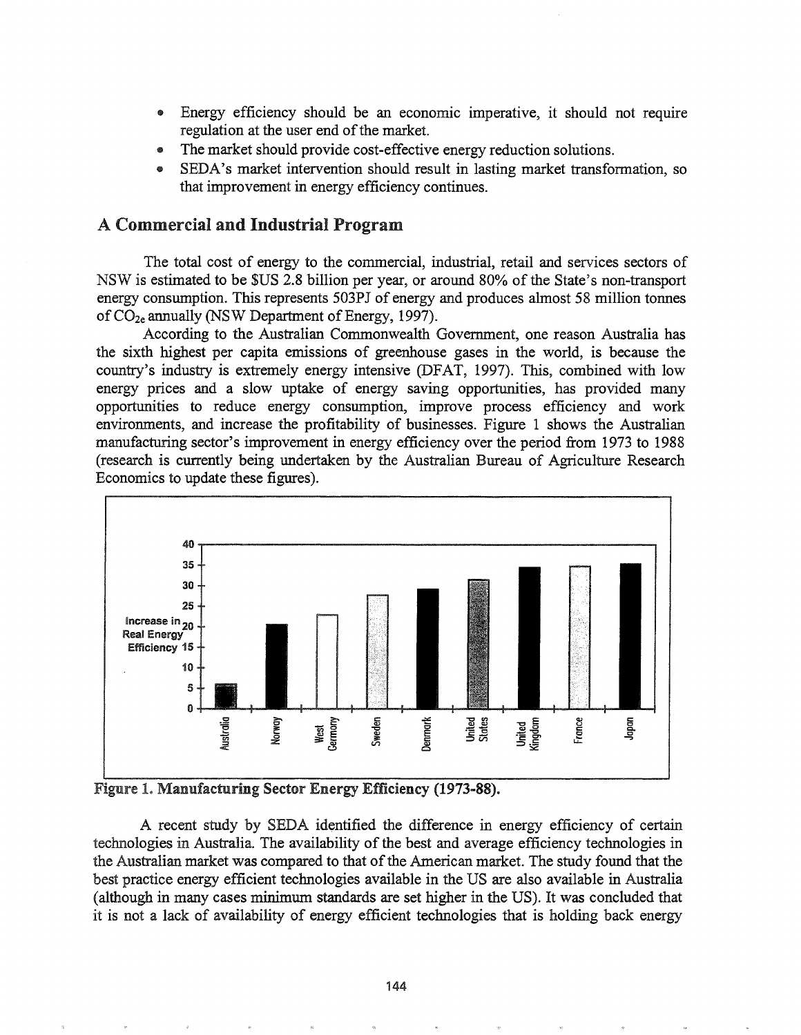- Energy efficiency should be an economic imperative, it should not require regulation at the user end of the market.
- The market should provide cost-effective energy reduction solutions.
- SEDA's market intervention should result in lasting market transformation, so that improvement in energy efficiency continues.

## A Commercial and Industrial Program

The total cost of energy to the commercial, industrial, retail and services sectors of NSW is estimated to be $US 2.8 billion per year, or around 80% of the State's non-transport energy consumption. This represents 503PJ of energy and produces almost 58 million tonnes of $CO_{2e}$ annually (NSW Department of Energy, 1997).

According to the Australian Commonwealth Government, one reason Australia has the sixth highest per capita emissions of greenhouse gases in the world, is because the country's industry is extremely energy intensive (DFAT, 1997). This, combined with low energy prices and a slow uptake of energy saving opportunities, has provided many opportunities to reduce energy consumption, improve process efficiency and work environments, and increase the profitability of businesses. Figure 1 shows the Australian manufacturing sector's improvement in energy efficiency over the period from 1973 to 1988 (research is currently being undertaken by the Australian Bureau of Agriculture Research Economics to update these figures).

**Figure 1. Manufacturing Sector Energy Efficiency (1973-88).**

A recent study by SEDA identified the difference in energy efficiency of certain technologies in Australia. The availability of the best and average efficiency technologies in the Australian market was compared to that of the American market. The study found that the best practice energy efficient technologies available in the US are also available in Australia (although in many cases minimum standards are set higher in the US). It was concluded that it is not a lack of availability of energy efficient technologies that is holding back energy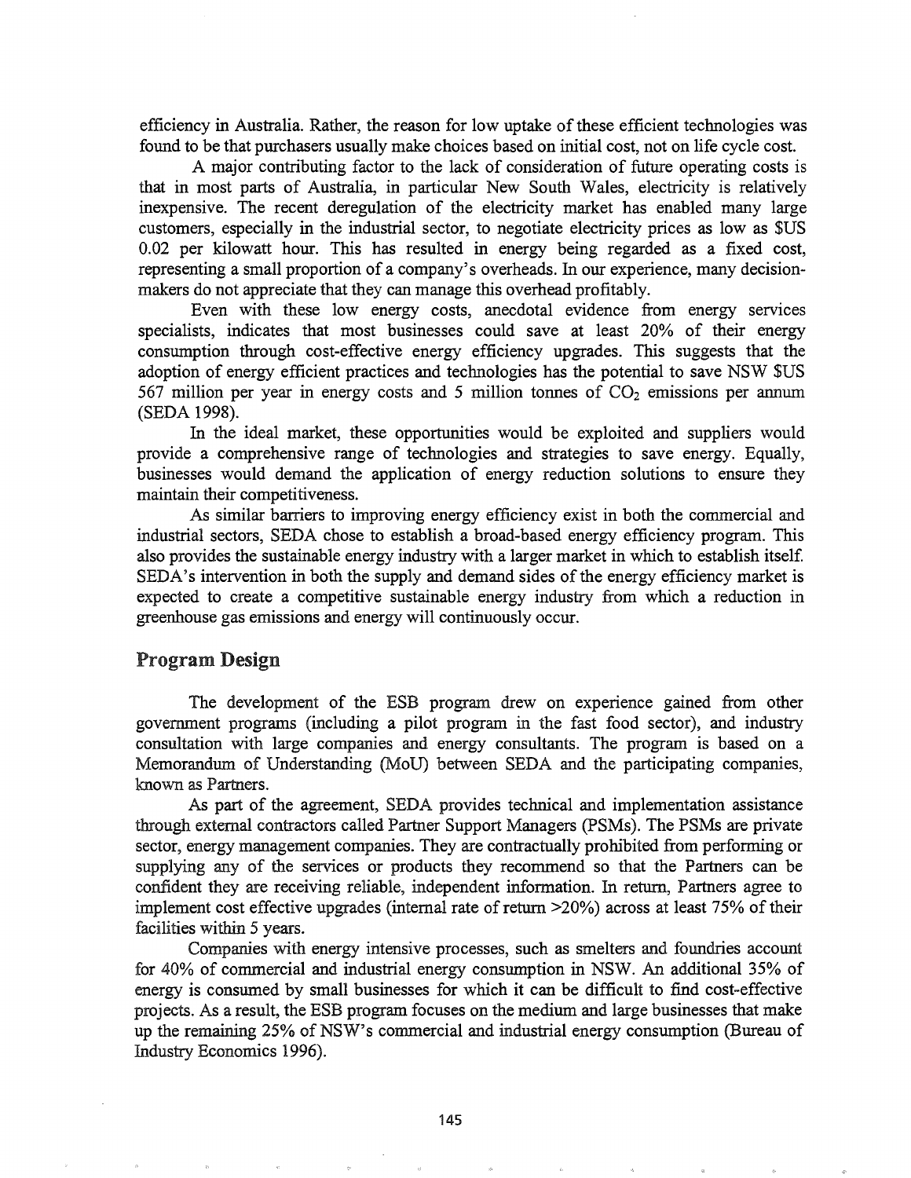efficiency in Australia. Rather, the reason for low uptake of these efficient technologies was found to be that purchasers usually make choices based on initial cost, not on life cycle cost.

A major contributing factor to the lack of consideration of future operating costs is that in most parts of Australia, in particular New South Wales, electricity is relatively inexpensive. The recent deregulation of the electricity market has enabled many large customers, especially in the industrial sector, to negotiate electricity prices as low as $US 0.02 per kilowatt hour. This has resulted in energy being regarded as a fixed cost, representing a small proportion of a company's overheads. In our experience, many decision-makers do not appreciate that they can manage this overhead profitably.

Even with these low energy costs, anecdotal evidence from energy services specialists, indicates that most businesses could save at least 20% of their energy consumption through cost-effective energy efficiency upgrades. This suggests that the adoption of energy efficient practices and technologies has the potential to save NSW $US 567 million per year in energy costs and 5 million tonnes of $CO_2$ emissions per annum (SEDA 1998).

In the ideal market, these opportunities would be exploited and suppliers would provide a comprehensive range of technologies and strategies to save energy. Equally, businesses would demand the application of energy reduction solutions to ensure they maintain their competitiveness.

As similar barriers to improving energy efficiency exist in both the commercial and industrial sectors, SEDA chose to establish a broad-based energy efficiency program. This also provides the sustainable energy industry with a larger market in which to establish itself. SEDA's intervention in both the supply and demand sides of the energy efficiency market is expected to create a competitive sustainable energy industry from which a reduction in greenhouse gas emissions and energy will continuously occur.

## Program Design

The development of the ESB program drew on experience gained from other government programs (including a pilot program in the fast food sector), and industry consultation with large companies and energy consultants. The program is based on a Memorandum of Understanding (MoU) between SEDA and the participating companies, known as Partners.

As part of the agreement, SEDA provides technical and implementation assistance through external contractors called Partner Support Managers (PSMs). The PSMs are private sector, energy management companies. They are contractually prohibited from performing or supplying any of the services or products they recommend so that the Partners can be confident they are receiving reliable, independent information. In return, Partners agree to implement cost effective upgrades (internal rate of return >20%) across at least 75% of their facilities within 5 years.

Companies with energy intensive processes, such as smelters and foundries account for 40% of commercial and industrial energy consumption in NSW. An additional 35% of energy is consumed by small businesses for which it can be difficult to find cost-effective projects. As a result, the ESB program focuses on the medium and large businesses that make up the remaining 25% of NSW's commercial and industrial energy consumption (Bureau of Industry Economics 1996).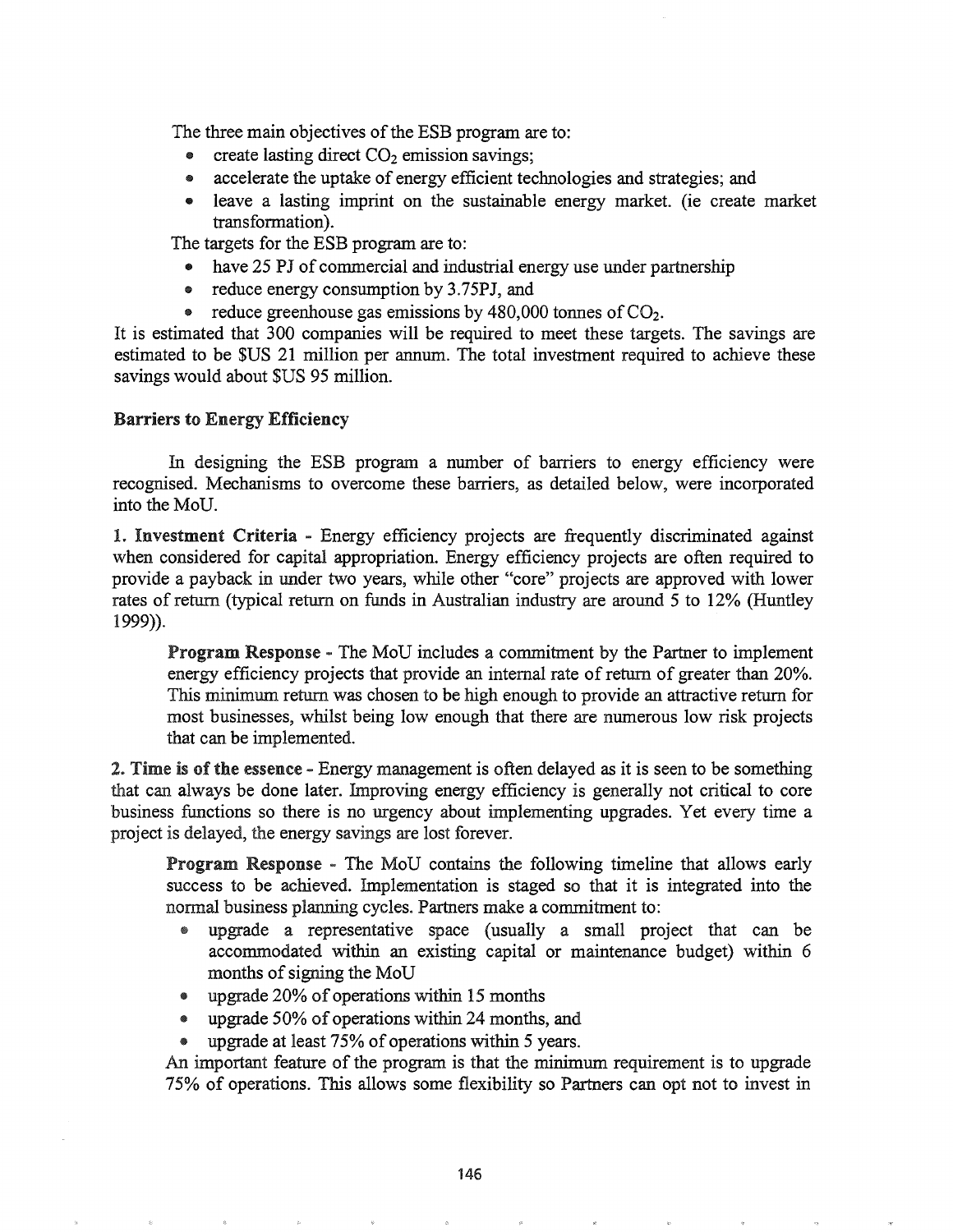The three main objectives of the ESB program are to:

- create lasting direct $CO_2$ emission savings;
- accelerate the uptake of energy efficient technologies and strategies; and
- leave a lasting imprint on the sustainable energy market. (ie create market transformation).

The targets for the ESB program are to:

- have 25 PJ of commercial and industrial energy use under partnership
- reduce energy consumption by 3.75PJ, and
- reduce greenhouse gas emissions by 480,000 tonnes of $CO_2$.

It is estimated that 300 companies will be required to meet these targets. The savings are estimated to be $US 21 million per annum. The total investment required to achieve these savings would about $US 95 million.

## Barriers to Energy Efficiency

In designing the ESB program a number of barriers to energy efficiency were recognised. Mechanisms to overcome these barriers, as detailed below, were incorporated into the MoU.

**1. Investment Criteria** - Energy efficiency projects are frequently discriminated against when considered for capital appropriation. Energy efficiency projects are often required to provide a payback in under two years, while other "core" projects are approved with lower rates of return (typical return on funds in Australian industry are around 5 to 12% (Huntley 1999)).

> **Program Response** - The MoU includes a commitment by the Partner to implement energy efficiency projects that provide an internal rate of return of greater than 20%. This minimum return was chosen to be high enough to provide an attractive return for most businesses, whilst being low enough that there are numerous low risk projects that can be implemented.

**2. Time is of the essence** - Energy management is often delayed as it is seen to be something that can always be done later. Improving energy efficiency is generally not critical to core business functions so there is no urgency about implementing upgrades. Yet every time a project is delayed, the energy savings are lost forever.

> **Program Response** - The MoU contains the following timeline that allows early success to be achieved. Implementation is staged so that it is integrated into the normal business planning cycles. Partners make a commitment to:
>
> - upgrade a representative space (usually a small project that can be accommodated within an existing capital or maintenance budget) within 6 months of signing the MoU
> - upgrade 20% of operations within 15 months
> - upgrade 50% of operations within 24 months, and
> - upgrade at least 75% of operations within 5 years.
>
> An important feature of the program is that the minimum requirement is to upgrade 75% of operations. This allows some flexibility so Partners can opt not to invest in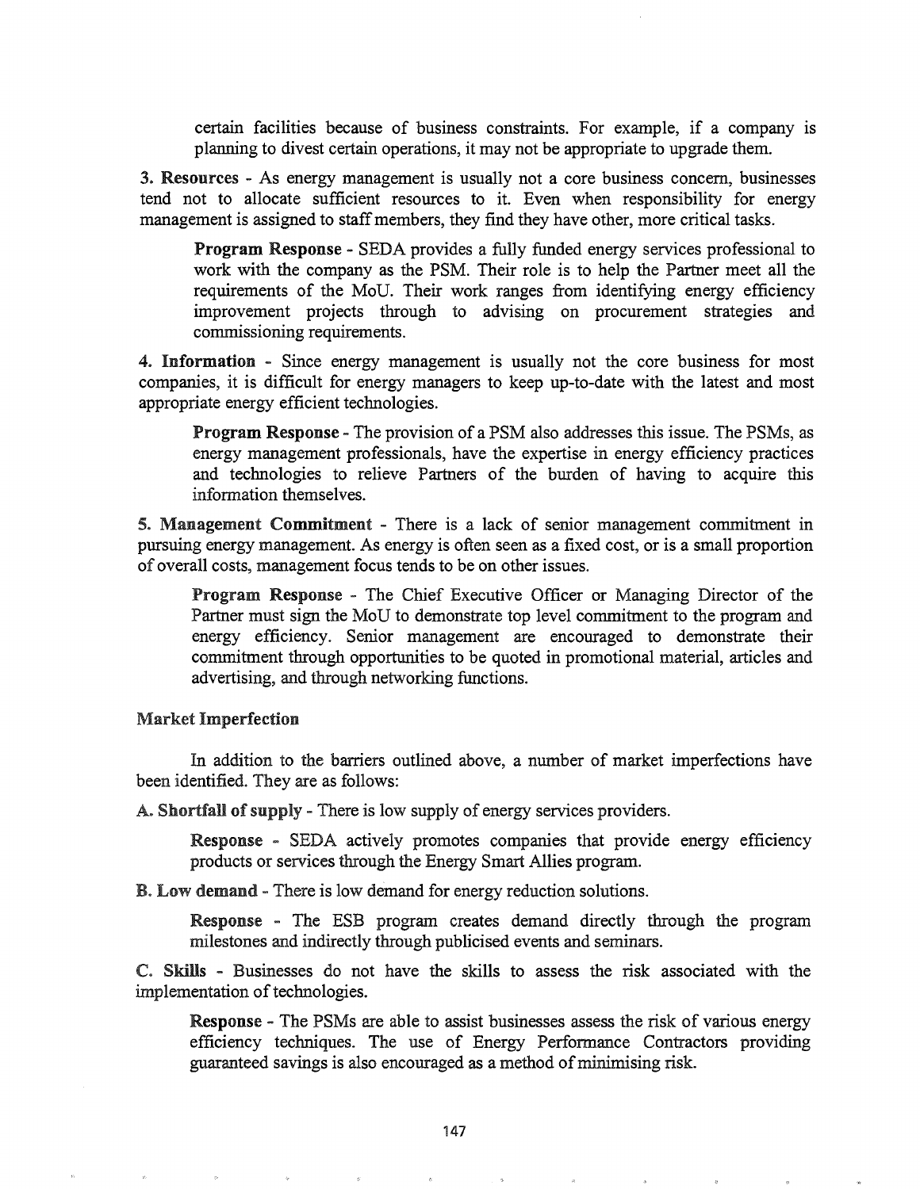certain facilities because of business constraints. For example, if a company is planning to divest certain operations, it may not be appropriate to upgrade them.

**3. Resources** - As energy management is usually not a core business concern, businesses tend not to allocate sufficient resources to it. Even when responsibility for energy management is assigned to staff members, they find they have other, more critical tasks.

> **Program Response** - SEDA provides a fully funded energy services professional to work with the company as the PSM. Their role is to help the Partner meet all the requirements of the MoU. Their work ranges from identifying energy efficiency improvement projects through to advising on procurement strategies and commissioning requirements.

**4. Information** - Since energy management is usually not the core business for most companies, it is difficult for energy managers to keep up-to-date with the latest and most appropriate energy efficient technologies.

> **Program Response** - The provision of a PSM also addresses this issue. The PSMs, as energy management professionals, have the expertise in energy efficiency practices and technologies to relieve Partners of the burden of having to acquire this information themselves.

**5. Management Commitment** - There is a lack of senior management commitment in pursuing energy management. As energy is often seen as a fixed cost, or is a small proportion of overall costs, management focus tends to be on other issues.

> **Program Response** - The Chief Executive Officer or Managing Director of the Partner must sign the MoU to demonstrate top level commitment to the program and energy efficiency. Senior management are encouraged to demonstrate their commitment through opportunities to be quoted in promotional material, articles and advertising, and through networking functions.

### Market Imperfection

In addition to the barriers outlined above, a number of market imperfections have been identified. They are as follows:

**A. Shortfall of supply** - There is low supply of energy services providers.

> **Response** - SEDA actively promotes companies that provide energy efficiency products or services through the Energy Smart Allies program.

**B. Low demand** - There is low demand for energy reduction solutions.

> **Response** - The ESB program creates demand directly through the program milestones and indirectly through publicised events and seminars.

**C. Skills** - Businesses do not have the skills to assess the risk associated with the implementation of technologies.

> **Response** - The PSMs are able to assist businesses assess the risk of various energy efficiency techniques. The use of Energy Performance Contractors providing guaranteed savings is also encouraged as a method of minimising risk.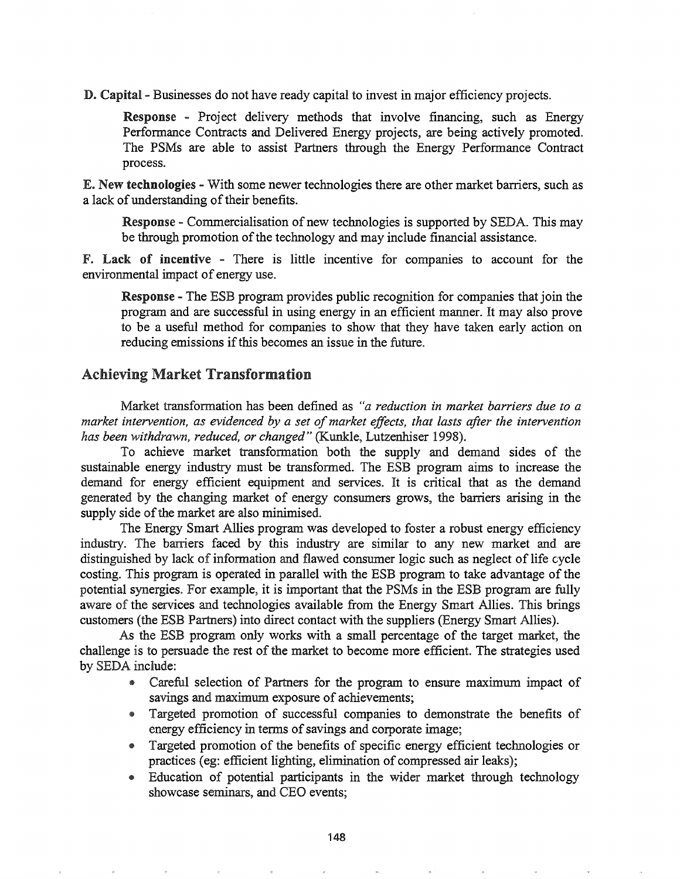**D. Capital** - Businesses do not have ready capital to invest in major efficiency projects.

> **Response** - Project delivery methods that involve financing, such as Energy Performance Contracts and Delivered Energy projects, are being actively promoted. The PSMs are able to assist Partners through the Energy Performance Contract process.

**E. New technologies** - With some newer technologies there are other market barriers, such as a lack of understanding of their benefits.

> **Response** - Commercialisation of new technologies is supported by SEDA. This may be through promotion of the technology and may include financial assistance.

**F. Lack of incentive** - There is little incentive for companies to account for the environmental impact of energy use.

> **Response** - The ESB program provides public recognition for companies that join the program and are successful in using energy in an efficient manner. It may also prove to be a useful method for companies to show that they have taken early action on reducing emissions if this becomes an issue in the future.

## Achieving Market Transformation

Market transformation has been defined as *"a reduction in market barriers due to a market intervention, as evidenced by a set of market effects, that lasts after the intervention has been withdrawn, reduced, or changed"* (Kunkle, Lutzenhiser 1998).

To achieve market transformation both the supply and demand sides of the sustainable energy industry must be transformed. The ESB program aims to increase the demand for energy efficient equipment and services. It is critical that as the demand generated by the changing market of energy consumers grows, the barriers arising in the supply side of the market are also minimised.

The Energy Smart Allies program was developed to foster a robust energy efficiency industry. The barriers faced by this industry are similar to any new market and are distinguished by lack of information and flawed consumer logic such as neglect of life cycle costing. This program is operated in parallel with the ESB program to take advantage of the potential synergies. For example, it is important that the PSMs in the ESB program are fully aware of the services and technologies available from the Energy Smart Allies. This brings customers (the ESB Partners) into direct contact with the suppliers (Energy Smart Allies).

As the ESB program only works with a small percentage of the target market, the challenge is to persuade the rest of the market to become more efficient. The strategies used by SEDA include:

- Careful selection of Partners for the program to ensure maximum impact of savings and maximum exposure of achievements;
- Targeted promotion of successful companies to demonstrate the benefits of energy efficiency in terms of savings and corporate image;
- Targeted promotion of the benefits of specific energy efficient technologies or practices (eg: efficient lighting, elimination of compressed air leaks);
- Education of potential participants in the wider market through technology showcase seminars, and CEO events;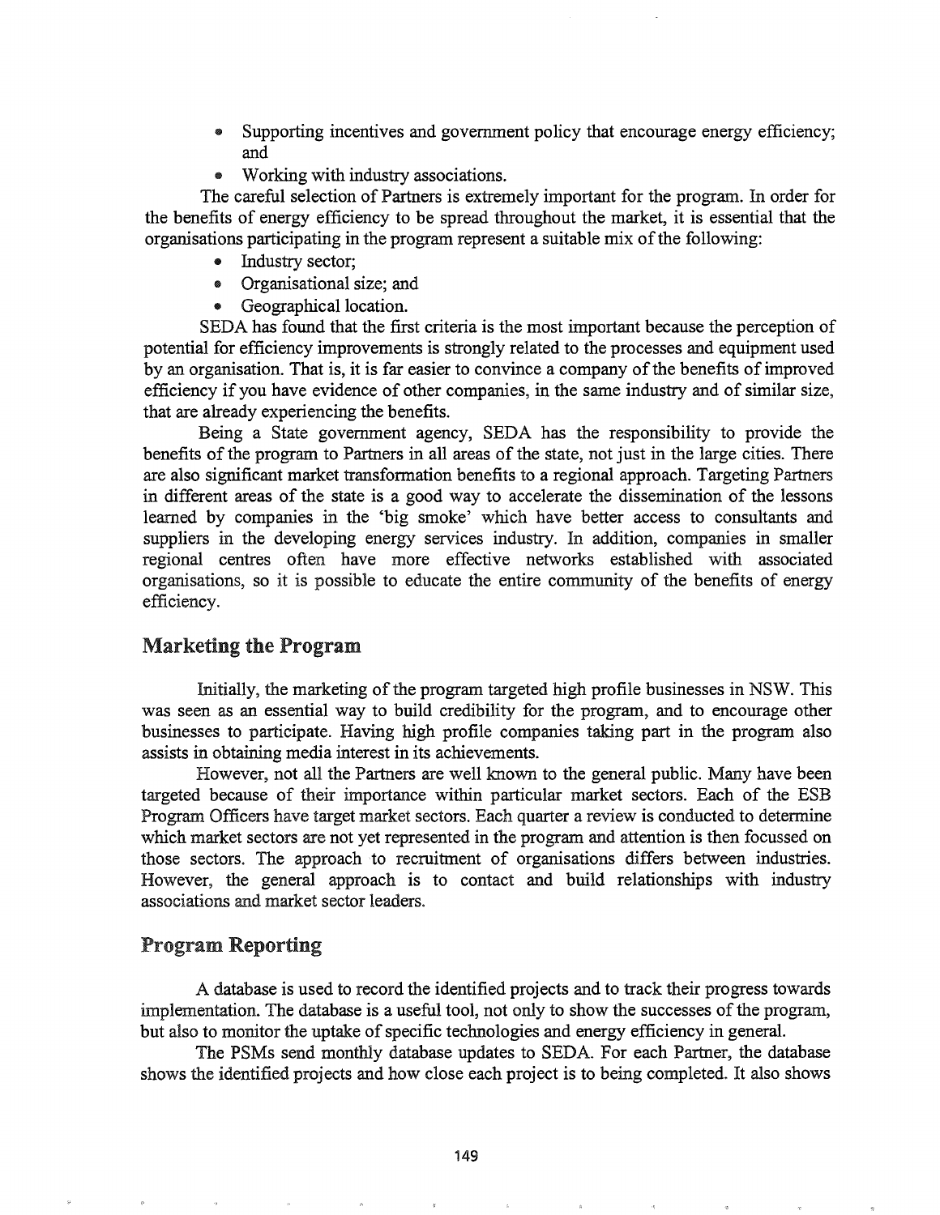- Supporting incentives and government policy that encourage energy efficiency; and
- Working with industry associations.

The careful selection of Partners is extremely important for the program. In order for the benefits of energy efficiency to be spread throughout the market, it is essential that the organisations participating in the program represent a suitable mix of the following:

- Industry sector;
- Organisational size; and
- Geographical location.

SEDA has found that the first criteria is the most important because the perception of potential for efficiency improvements is strongly related to the processes and equipment used by an organisation. That is, it is far easier to convince a company of the benefits of improved efficiency if you have evidence of other companies, in the same industry and of similar size, that are already experiencing the benefits.

Being a State government agency, SEDA has the responsibility to provide the benefits of the program to Partners in all areas of the state, not just in the large cities. There are also significant market transformation benefits to a regional approach. Targeting Partners in different areas of the state is a good way to accelerate the dissemination of the lessons learned by companies in the 'big smoke' which have better access to consultants and suppliers in the developing energy services industry. In addition, companies in smaller regional centres often have more effective networks established with associated organisations, so it is possible to educate the entire community of the benefits of energy efficiency.

## Marketing the Program

Initially, the marketing of the program targeted high profile businesses in NSW. This was seen as an essential way to build credibility for the program, and to encourage other businesses to participate. Having high profile companies taking part in the program also assists in obtaining media interest in its achievements.

However, not all the Partners are well known to the general public. Many have been targeted because of their importance within particular market sectors. Each of the ESB Program Officers have target market sectors. Each quarter a review is conducted to determine which market sectors are not yet represented in the program and attention is then focussed on those sectors. The approach to recruitment of organisations differs between industries. However, the general approach is to contact and build relationships with industry associations and market sector leaders.

## Program Reporting

A database is used to record the identified projects and to track their progress towards implementation. The database is a useful tool, not only to show the successes of the program, but also to monitor the uptake of specific technologies and energy efficiency in general.

The PSMs send monthly database updates to SEDA. For each Partner, the database shows the identified projects and how close each project is to being completed. It also shows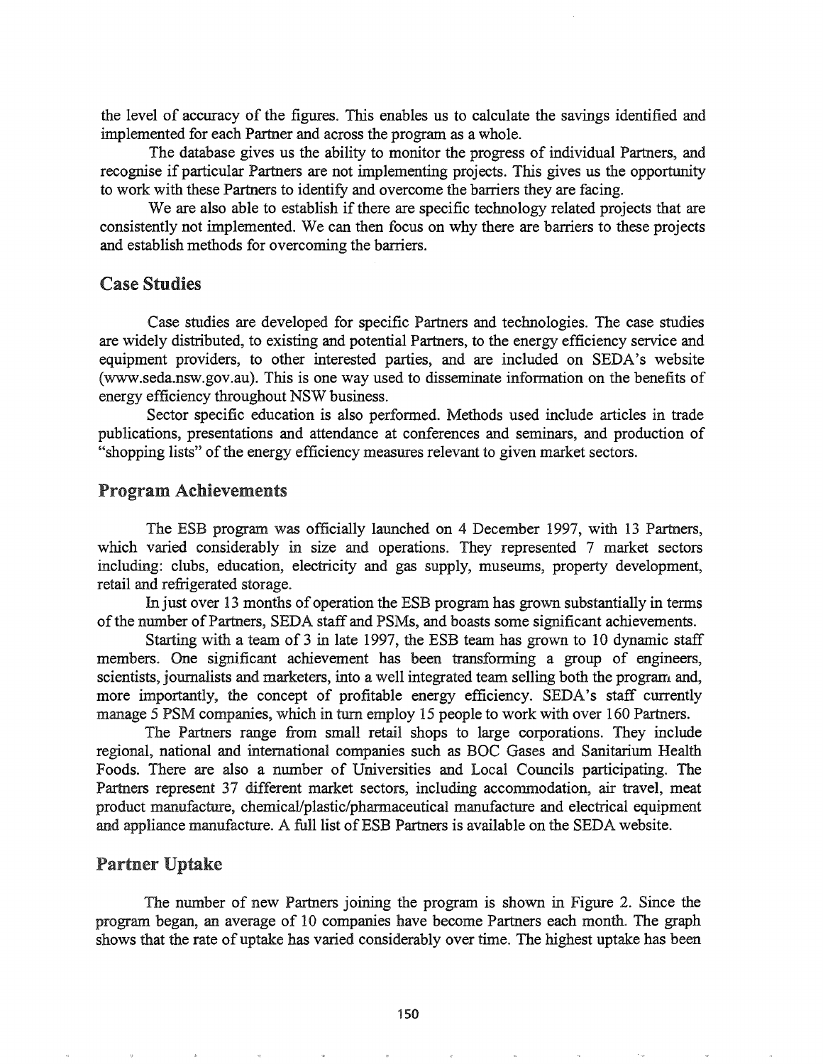the level of accuracy of the figures. This enables us to calculate the savings identified and implemented for each Partner and across the program as a whole.

The database gives us the ability to monitor the progress of individual Partners, and recognise if particular Partners are not implementing projects. This gives us the opportunity to work with these Partners to identify and overcome the barriers they are facing.

We are also able to establish if there are specific technology related projects that are consistently not implemented. We can then focus on why there are barriers to these projects and establish methods for overcoming the barriers.

## Case Studies

Case studies are developed for specific Partners and technologies. The case studies are widely distributed, to existing and potential Partners, to the energy efficiency service and equipment providers, to other interested parties, and are included on SEDA's website (www.seda.nsw.gov.au). This is one way used to disseminate information on the benefits of energy efficiency throughout NSW business.

Sector specific education is also performed. Methods used include articles in trade publications, presentations and attendance at conferences and seminars, and production of "shopping lists" of the energy efficiency measures relevant to given market sectors.

## Program Achievements

The ESB program was officially launched on 4 December 1997, with 13 Partners, which varied considerably in size and operations. They represented 7 market sectors including: clubs, education, electricity and gas supply, museums, property development, retail and refrigerated storage.

In just over 13 months of operation the ESB program has grown substantially in terms of the number of Partners, SEDA staff and PSMs, and boasts some significant achievements.

Starting with a team of 3 in late 1997, the ESB team has grown to 10 dynamic staff members. One significant achievement has been transforming a group of engineers, scientists, journalists and marketers, into a well integrated team selling both the program and, more importantly, the concept of profitable energy efficiency. SEDA's staff currently manage 5 PSM companies, which in turn employ 15 people to work with over 160 Partners.

The Partners range from small retail shops to large corporations. They include regional, national and international companies such as BOC Gases and Sanitarium Health Foods. There are also a number of Universities and Local Councils participating. The Partners represent 37 different market sectors, including accommodation, air travel, meat product manufacture, chemical/plastic/pharmaceutical manufacture and electrical equipment and appliance manufacture. A full list of ESB Partners is available on the SEDA website.

## Partner Uptake

The number of new Partners joining the program is shown in Figure 2. Since the program began, an average of 10 companies have become Partners each month. The graph shows that the rate of uptake has varied considerably over time. The highest uptake has been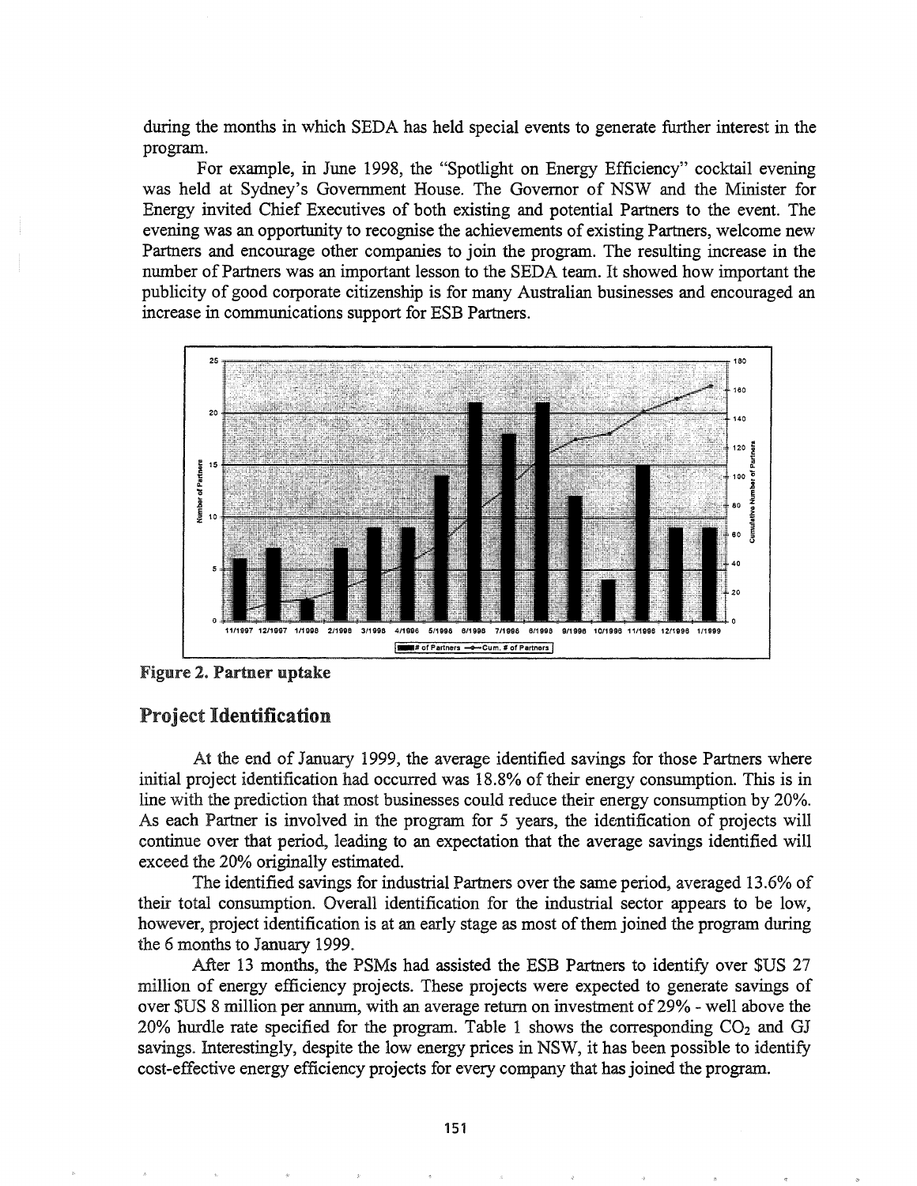during the months in which SEDA has held special events to generate further interest in the program.

For example, in June 1998, the "Spotlight on Energy Efficiency" cocktail evening was held at Sydney's Government House. The Governor of NSW and the Minister for Energy invited Chief Executives of both existing and potential Partners to the event. The evening was an opportunity to recognise the achievements of existing Partners, welcome new Partners and encourage other companies to join the program. The resulting increase in the number of Partners was an important lesson to the SEDA team. It showed how important the publicity of good corporate citizenship is for many Australian businesses and encouraged an increase in communications support for ESB Partners.

**Figure 2. Partner uptake**

## Project Identification

At the end of January 1999, the average identified savings for those Partners where initial project identification had occurred was 18.8% of their energy consumption. This is in line with the prediction that most businesses could reduce their energy consumption by 20%. As each Partner is involved in the program for 5 years, the identification of projects will continue over that period, leading to an expectation that the average savings identified will exceed the 20% originally estimated.

The identified savings for industrial Partners over the same period, averaged 13.6% of their total consumption. Overall identification for the industrial sector appears to be low, however, project identification is at an early stage as most of them joined the program during the 6 months to January 1999.

After 13 months, the PSMs had assisted the ESB Partners to identify over $US 27 million of energy efficiency projects. These projects were expected to generate savings of over $US 8 million per annum, with an average return on investment of 29% - well above the 20% hurdle rate specified for the program. Table 1 shows the corresponding $CO_2$ and GJ savings. Interestingly, despite the low energy prices in NSW, it has been possible to identify cost-effective energy efficiency projects for every company that has joined the program.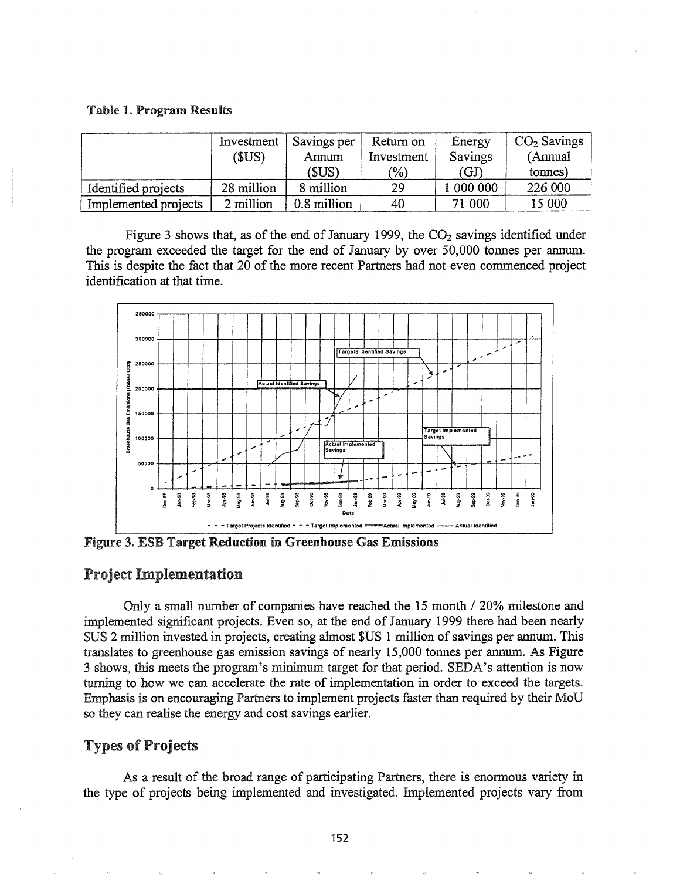**Table 1. Program Results**

| | Investment ($US) | Savings per Annum ($US) | Return on Investment (%) | Energy Savings (GJ) | $CO_2$ Savings (Annual tonnes) |
|---|---|---|---|---|---|
| Identified projects | 28 million | 8 million | 29 | 1 000 000 | 226 000 |
| Implemented projects | 2 million | 0.8 million | 40 | 71 000 | 15 000 |

Figure 3 shows that, as of the end of January 1999, the $CO_2$ savings identified under the program exceeded the target for the end of January by over 50,000 tonnes per annum. This is despite the fact that 20 of the more recent Partners had not even commenced project identification at that time.

**Figure 3. ESB Target Reduction in Greenhouse Gas Emissions**

## Project Implementation

Only a small number of companies have reached the 15 month / 20% milestone and implemented significant projects. Even so, at the end of January 1999 there had been nearly $US 2 million invested in projects, creating almost $US 1 million of savings per annum. This translates to greenhouse gas emission savings of nearly 15,000 tonnes per annum. As Figure 3 shows, this meets the program's minimum target for that period. SEDA's attention is now turning to how we can accelerate the rate of implementation in order to exceed the targets. Emphasis is on encouraging Partners to implement projects faster than required by their MoU so they can realise the energy and cost savings earlier.

## Types of Projects

As a result of the broad range of participating Partners, there is enormous variety in the type of projects being implemented and investigated. Implemented projects vary from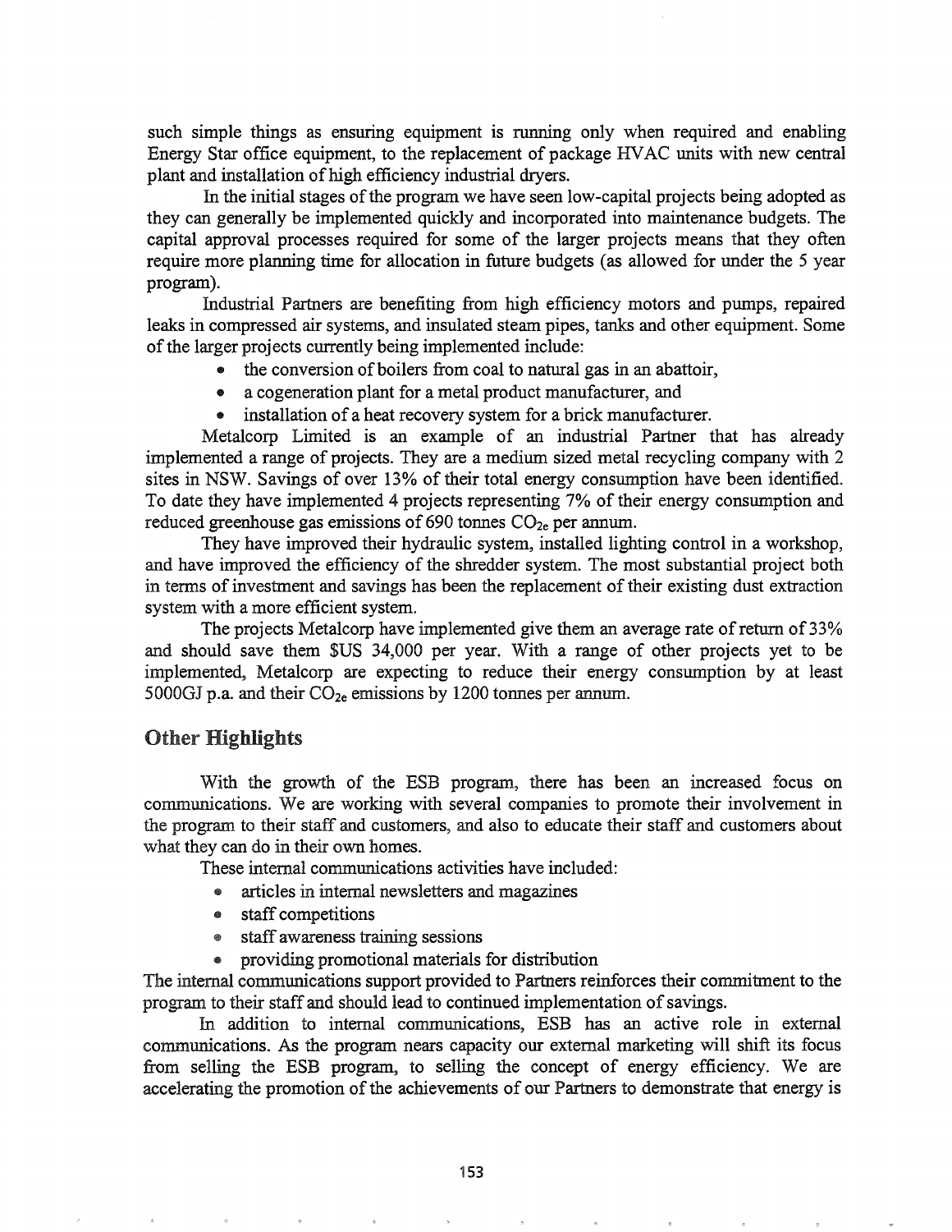such simple things as ensuring equipment is running only when required and enabling Energy Star office equipment, to the replacement of package HVAC units with new central plant and installation of high efficiency industrial dryers.

In the initial stages of the program we have seen low-capital projects being adopted as they can generally be implemented quickly and incorporated into maintenance budgets. The capital approval processes required for some of the larger projects means that they often require more planning time for allocation in future budgets (as allowed for under the 5 year program).

Industrial Partners are benefiting from high efficiency motors and pumps, repaired leaks in compressed air systems, and insulated steam pipes, tanks and other equipment. Some of the larger projects currently being implemented include:

- the conversion of boilers from coal to natural gas in an abattoir,
- a cogeneration plant for a metal product manufacturer, and
- installation of a heat recovery system for a brick manufacturer.

Metalcorp Limited is an example of an industrial Partner that has already implemented a range of projects. They are a medium sized metal recycling company with 2 sites in NSW. Savings of over 13% of their total energy consumption have been identified. To date they have implemented 4 projects representing 7% of their energy consumption and reduced greenhouse gas emissions of 690 tonnes $CO_{2e}$ per annum.

They have improved their hydraulic system, installed lighting control in a workshop, and have improved the efficiency of the shredder system. The most substantial project both in terms of investment and savings has been the replacement of their existing dust extraction system with a more efficient system.

The projects Metalcorp have implemented give them an average rate of return of 33% and should save them $US 34,000 per year. With a range of other projects yet to be implemented, Metalcorp are expecting to reduce their energy consumption by at least 5000GJ p.a. and their $CO_{2e}$ emissions by 1200 tonnes per annum.

## Other Highlights

With the growth of the ESB program, there has been an increased focus on communications. We are working with several companies to promote their involvement in the program to their staff and customers, and also to educate their staff and customers about what they can do in their own homes.

These internal communications activities have included:

- articles in internal newsletters and magazines
- staff competitions
- staff awareness training sessions
- providing promotional materials for distribution

The internal communications support provided to Partners reinforces their commitment to the program to their staff and should lead to continued implementation of savings.

In addition to internal communications, ESB has an active role in external communications. As the program nears capacity our external marketing will shift its focus from selling the ESB program, to selling the concept of energy efficiency. We are accelerating the promotion of the achievements of our Partners to demonstrate that energy is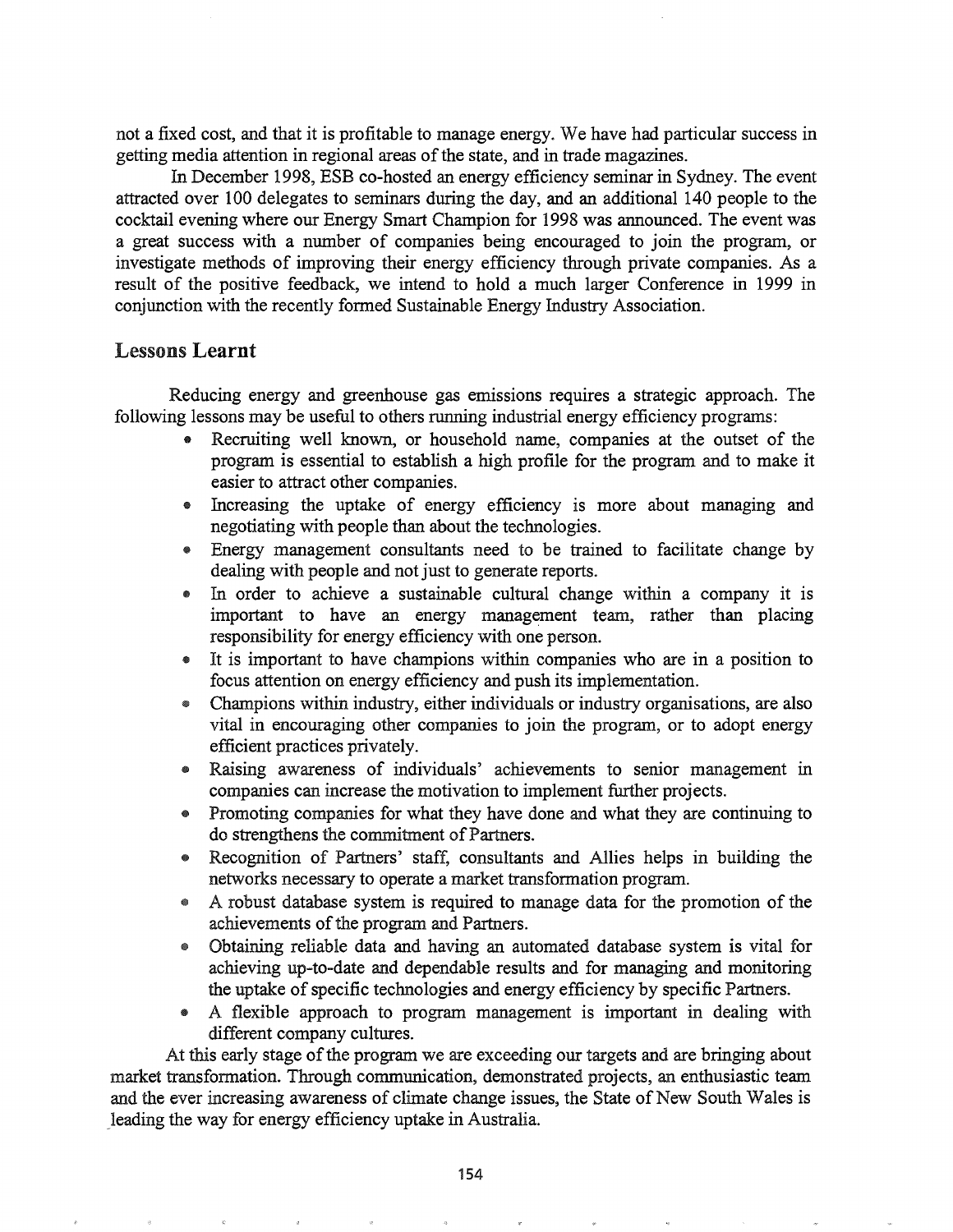not a fixed cost, and that it is profitable to manage energy. We have had particular success in getting media attention in regional areas of the state, and in trade magazines.

In December 1998, ESB co-hosted an energy efficiency seminar in Sydney. The event attracted over 100 delegates to seminars during the day, and an additional 140 people to the cocktail evening where our Energy Smart Champion for 1998 was announced. The event was a great success with a number of companies being encouraged to join the program, or investigate methods of improving their energy efficiency through private companies. As a result of the positive feedback, we intend to hold a much larger Conference in 1999 in conjunction with the recently formed Sustainable Energy Industry Association.

## Lessons Learnt

Reducing energy and greenhouse gas emissions requires a strategic approach. The following lessons may be useful to others running industrial energy efficiency programs:

- Recruiting well known, or household name, companies at the outset of the program is essential to establish a high profile for the program and to make it easier to attract other companies.
- Increasing the uptake of energy efficiency is more about managing and negotiating with people than about the technologies.
- Energy management consultants need to be trained to facilitate change by dealing with people and not just to generate reports.
- In order to achieve a sustainable cultural change within a company it is important to have an energy management team, rather than placing responsibility for energy efficiency with one person.
- It is important to have champions within companies who are in a position to focus attention on energy efficiency and push its implementation.
- Champions within industry, either individuals or industry organisations, are also vital in encouraging other companies to join the program, or to adopt energy efficient practices privately.
- Raising awareness of individuals' achievements to senior management in companies can increase the motivation to implement further projects.
- Promoting companies for what they have done and what they are continuing to do strengthens the commitment of Partners.
- Recognition of Partners' staff, consultants and Allies helps in building the networks necessary to operate a market transformation program.
- A robust database system is required to manage data for the promotion of the achievements of the program and Partners.
- Obtaining reliable data and having an automated database system is vital for achieving up-to-date and dependable results and for managing and monitoring the uptake of specific technologies and energy efficiency by specific Partners.
- A flexible approach to program management is important in dealing with different company cultures.

At this early stage of the program we are exceeding our targets and are bringing about market transformation. Through communication, demonstrated projects, an enthusiastic team and the ever increasing awareness of climate change issues, the State of New South Wales is leading the way for energy efficiency uptake in Australia.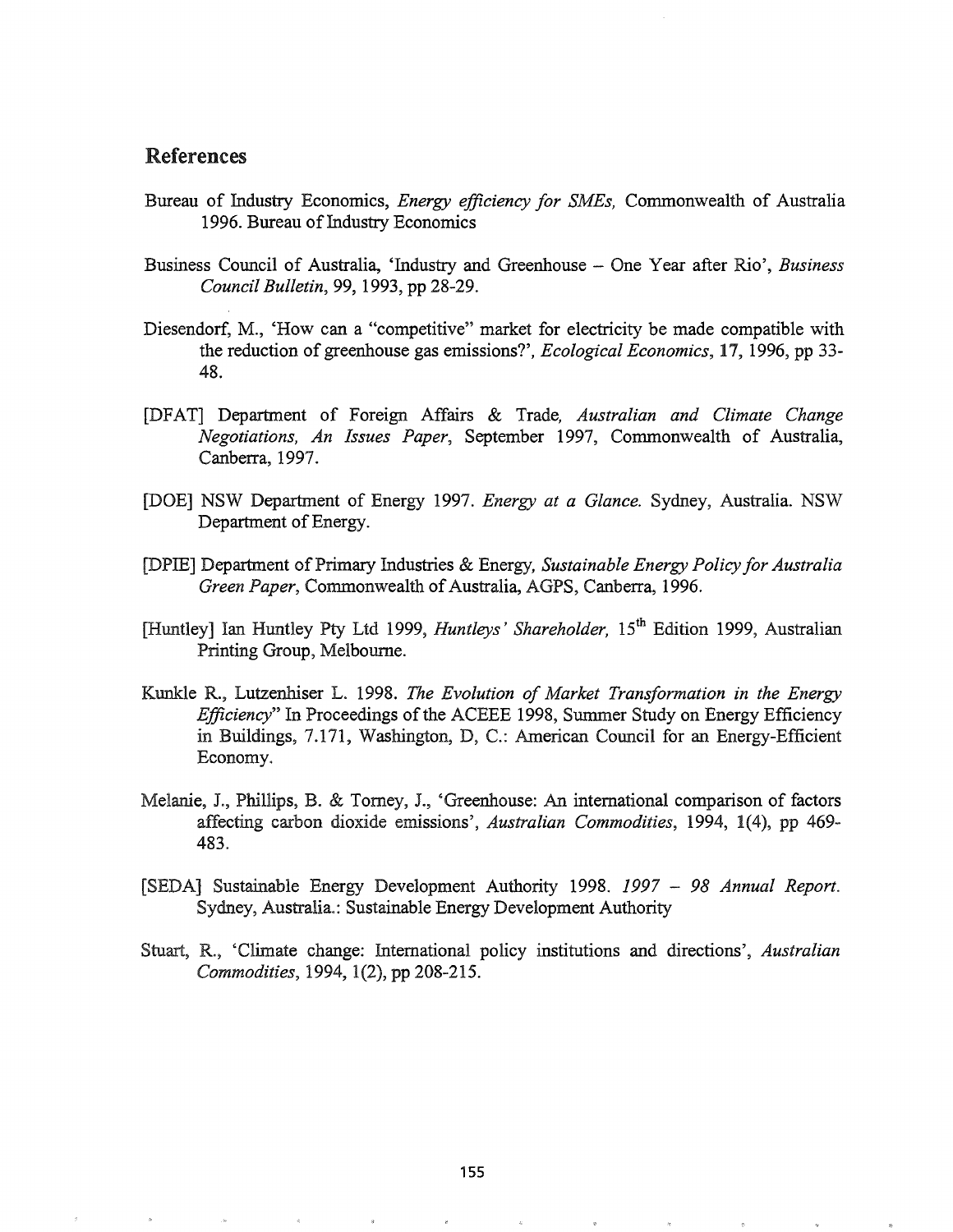## References

Bureau of Industry Economics, *Energy efficiency for SMEs,* Commonwealth of Australia 1996. Bureau of Industry Economics

Business Council of Australia, 'Industry and Greenhouse – One Year after Rio', *Business Council Bulletin*, 99, 1993, pp 28-29.

Diesendorf, M., 'How can a "competitive" market for electricity be made compatible with the reduction of greenhouse gas emissions?', *Ecological Economics*, **17**, 1996, pp 33-48.

[DFAT] Department of Foreign Affairs & Trade, *Australian and Climate Change Negotiations, An Issues Paper*, September 1997, Commonwealth of Australia, Canberra, 1997.

[DOE] NSW Department of Energy 1997. *Energy at a Glance.* Sydney, Australia. NSW Department of Energy.

[DPIE] Department of Primary Industries & Energy, *Sustainable Energy Policy for Australia Green Paper*, Commonwealth of Australia, AGPS, Canberra, 1996.

[Huntley] Ian Huntley Pty Ltd 1999, *Huntleys' Shareholder,* 15th Edition 1999, Australian Printing Group, Melbourne.

Kunkle R., Lutzenhiser L. 1998. *The Evolution of Market Transformation in the Energy Efficiency*" In Proceedings of the ACEEE 1998, Summer Study on Energy Efficiency in Buildings, 7.171, Washington, D, C.: American Council for an Energy-Efficient Economy.

Melanie, J., Phillips, B. & Tomey, J., 'Greenhouse: An international comparison of factors affecting carbon dioxide emissions', *Australian Commodities*, 1994, 1(4), pp 469-483.

[SEDA] Sustainable Energy Development Authority 1998. *1997 – 98 Annual Report.* Sydney, Australia.: Sustainable Energy Development Authority

Stuart, R., 'Climate change: International policy institutions and directions', *Australian Commodities*, 1994, 1(2), pp 208-215.